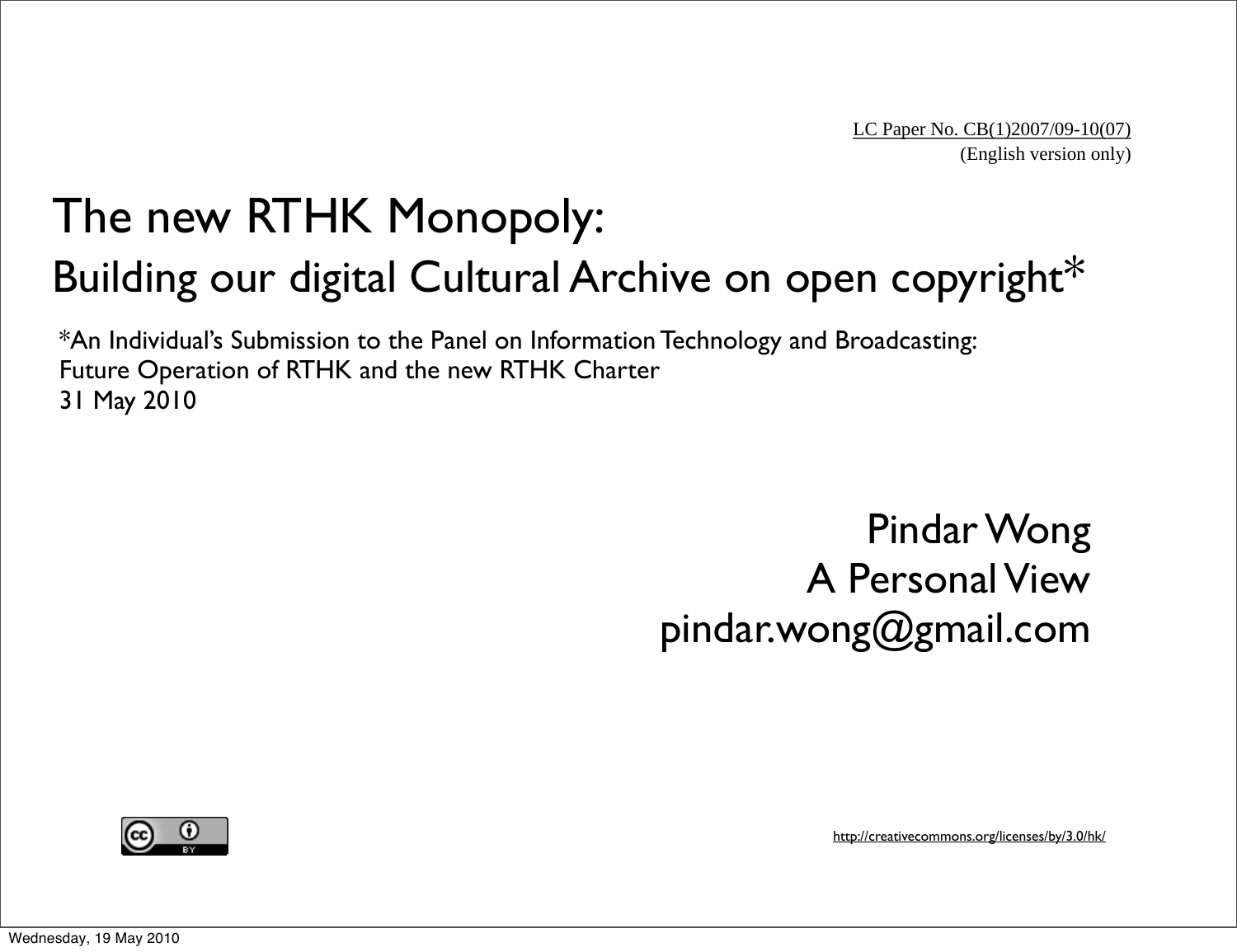LC Paper No. CB(1)2007/09-10(07)
(English version only)

# The new RTHK Monopoly:

## Building our digital Cultural Archive on open copyright*

*An Individual's Submission to the Panel on Information Technology and Broadcasting:
Future Operation of RTHK and the new RTHK Charter
31 May 2010

Pindar Wong
A Personal View
pindar.wong@gmail.com

http://creativecommons.org/licenses/by/3.0/hk/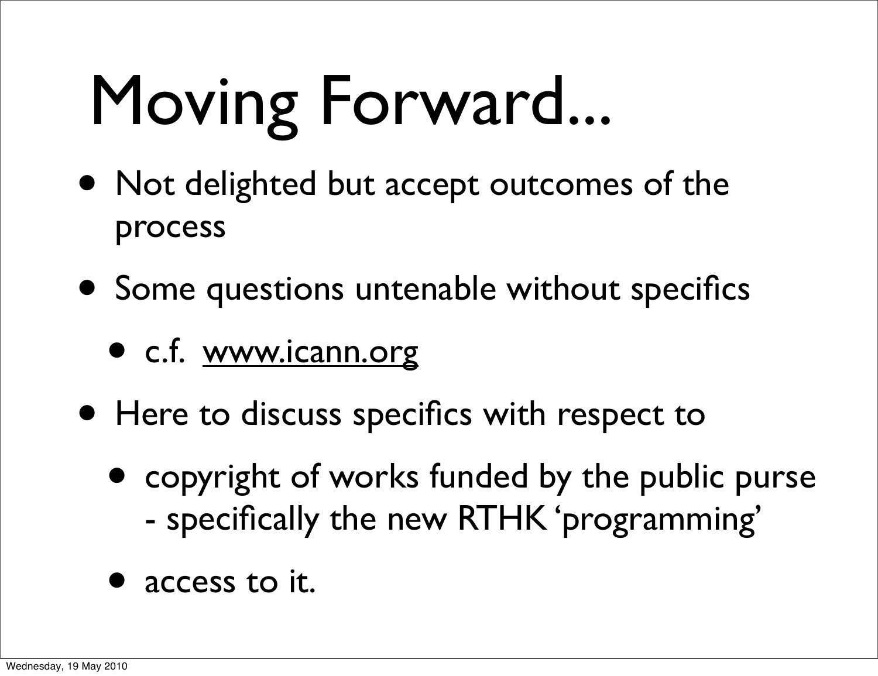# Moving Forward...

- Not delighted but accept outcomes of the process
- Some questions untenable without specifics
  - c.f. www.icann.org
- Here to discuss specifics with respect to
  - copyright of works funded by the public purse - specifically the new RTHK 'programming'
  - access to it.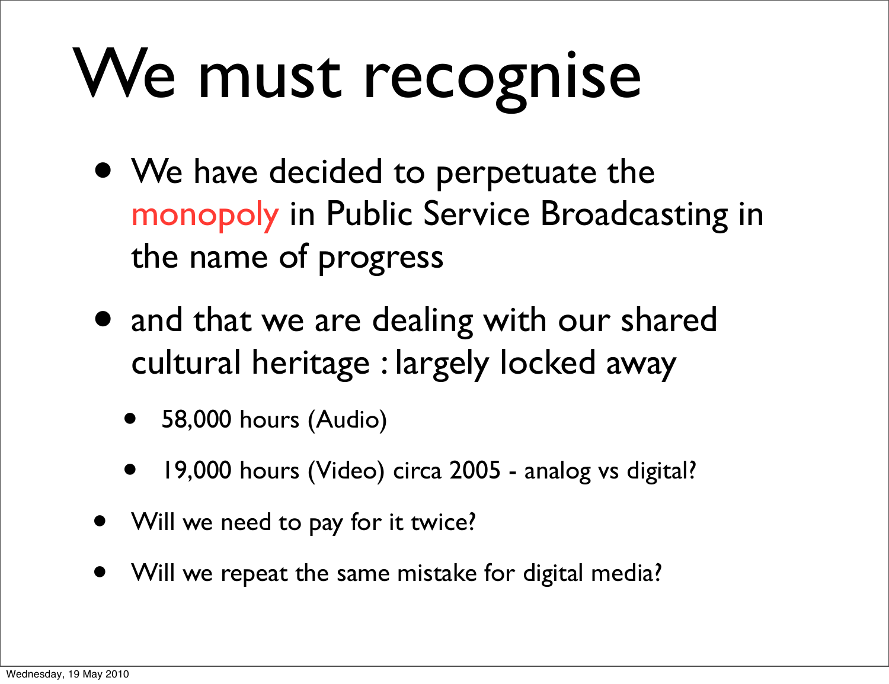# We must recognise

- We have decided to perpetuate the monopoly in Public Service Broadcasting in the name of progress
- and that we are dealing with our shared cultural heritage : largely locked away
    - 58,000 hours (Audio)
    - 19,000 hours (Video) circa 2005 - analog vs digital?
- Will we need to pay for it twice?
- Will we repeat the same mistake for digital media?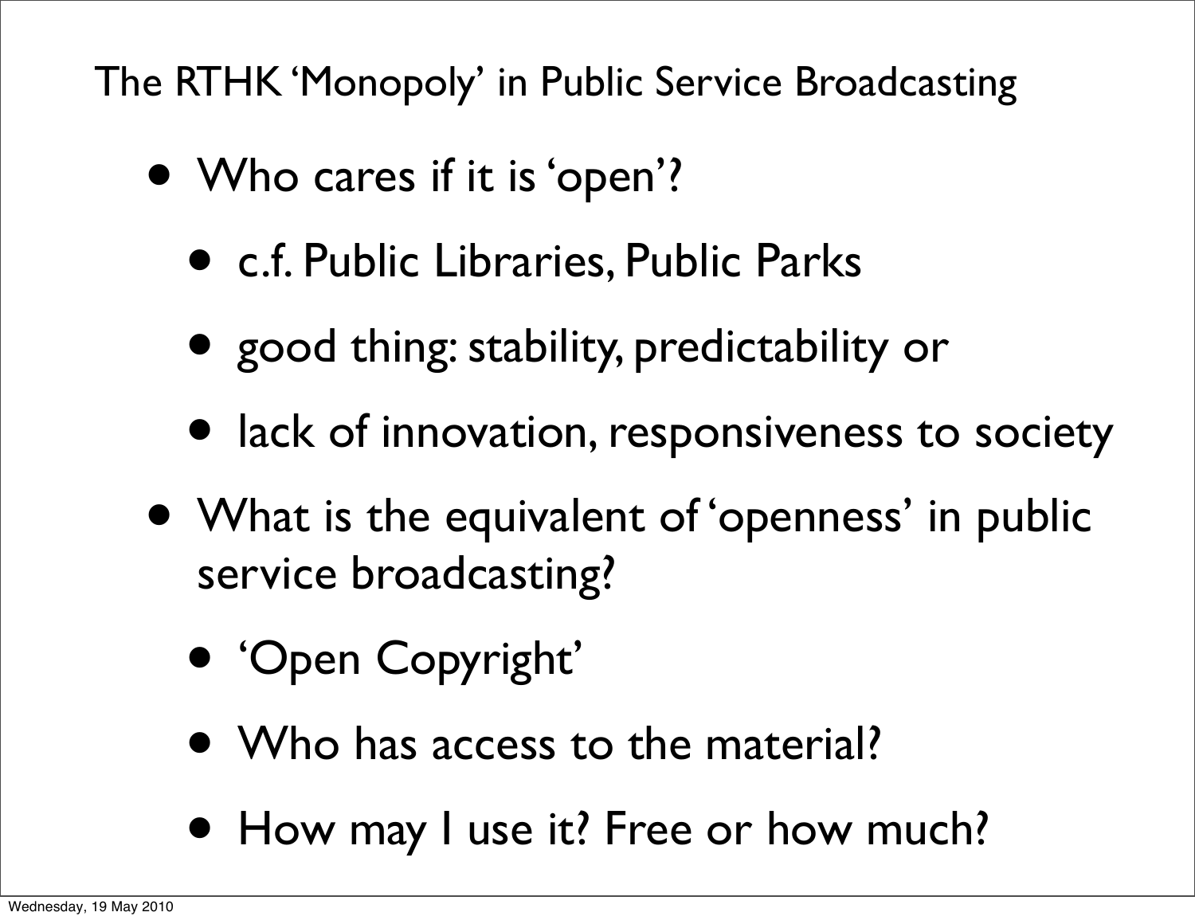## The RTHK 'Monopoly' in Public Service Broadcasting

- Who cares if it is 'open'?
  - c.f. Public Libraries, Public Parks
  - good thing: stability, predictability or
  - lack of innovation, responsiveness to society
- What is the equivalent of 'openness' in public service broadcasting?
  - 'Open Copyright'
  - Who has access to the material?
  - How may I use it? Free or how much?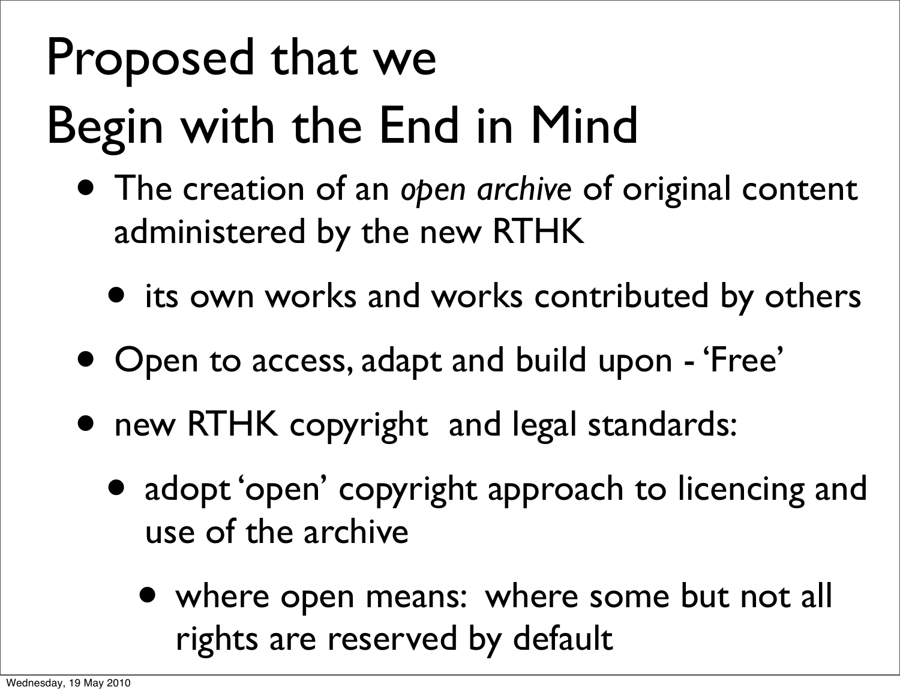# Proposed that we Begin with the End in Mind

- The creation of an *open archive* of original content administered by the new RTHK
  - its own works and works contributed by others
- Open to access, adapt and build upon - 'Free'
- new RTHK copyright and legal standards:
  - adopt 'open' copyright approach to licencing and use of the archive
    - where open means: where some but not all rights are reserved by default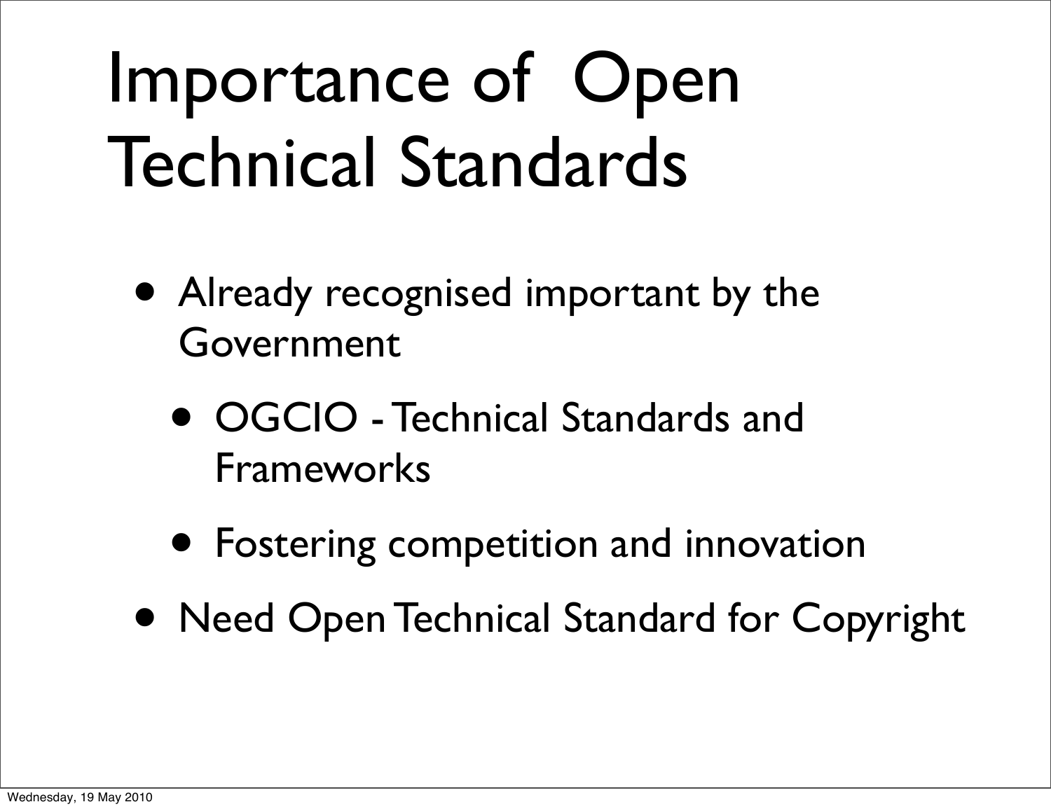# Importance of Open Technical Standards

- Already recognised important by the Government
  - OGCIO - Technical Standards and Frameworks
  - Fostering competition and innovation
- Need Open Technical Standard for Copyright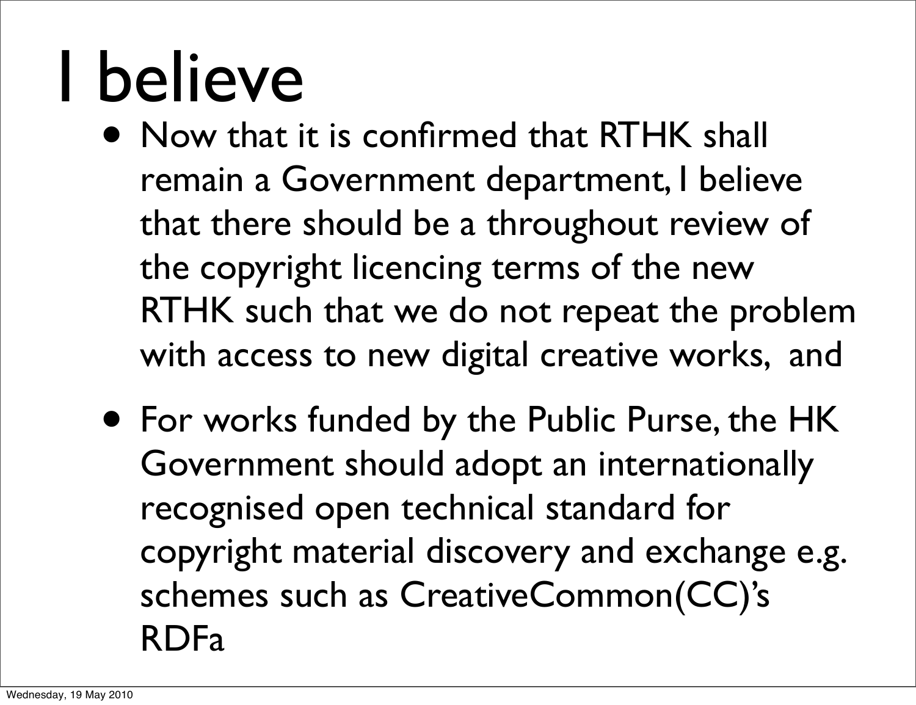# I believe

- Now that it is confirmed that RTHK shall remain a Government department, I believe that there should be a throughout review of the copyright licencing terms of the new RTHK such that we do not repeat the problem with access to new digital creative works, and
- For works funded by the Public Purse, the HK Government should adopt an internationally recognised open technical standard for copyright material discovery and exchange e.g. schemes such as CreativeCommon(CC)'s RDFa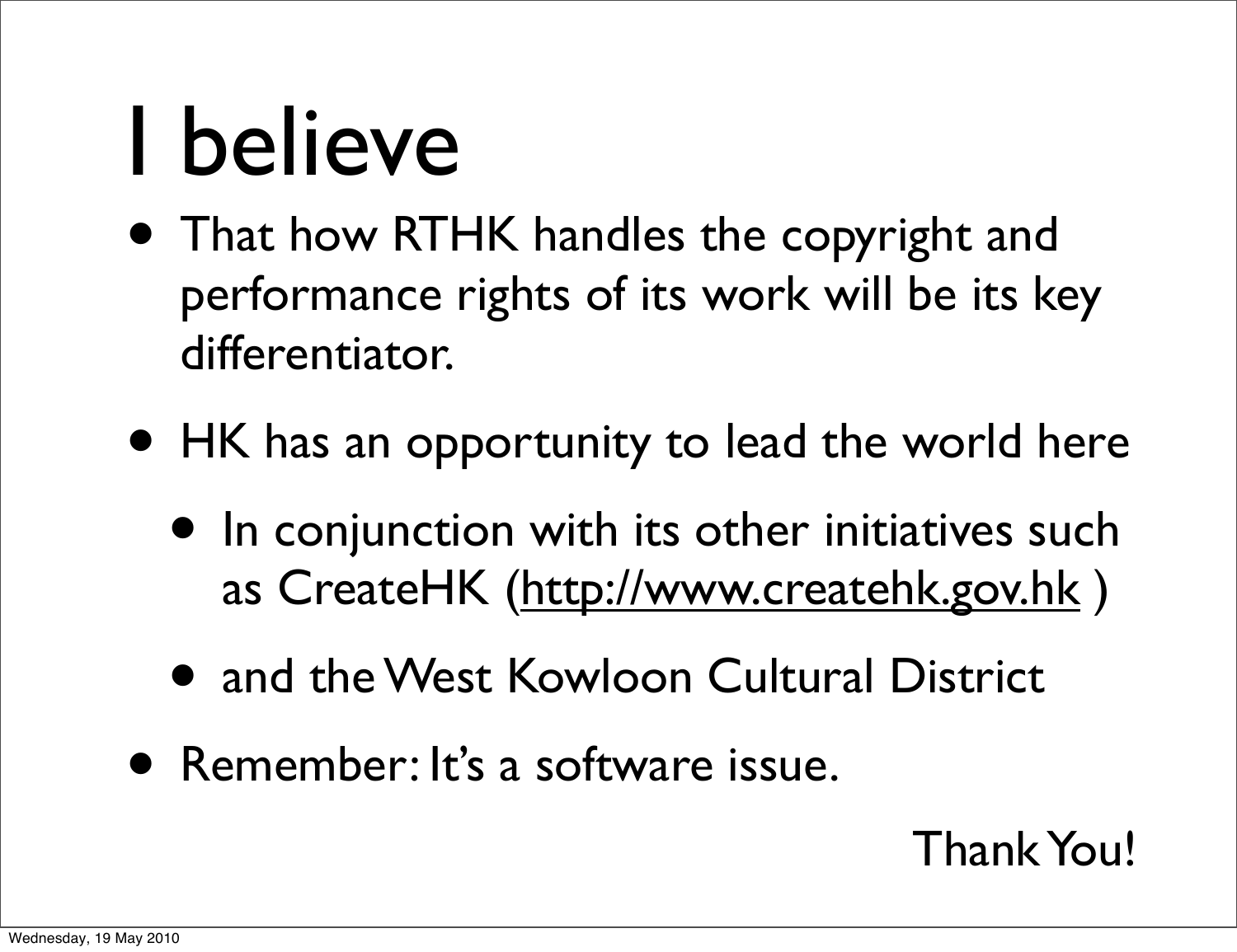# I believe

- That how RTHK handles the copyright and performance rights of its work will be its key differentiator.
- HK has an opportunity to lead the world here
  - In conjunction with its other initiatives such as CreateHK (http://www.createhk.gov.hk )
  - and the West Kowloon Cultural District
- Remember: It's a software issue.

Thank You!